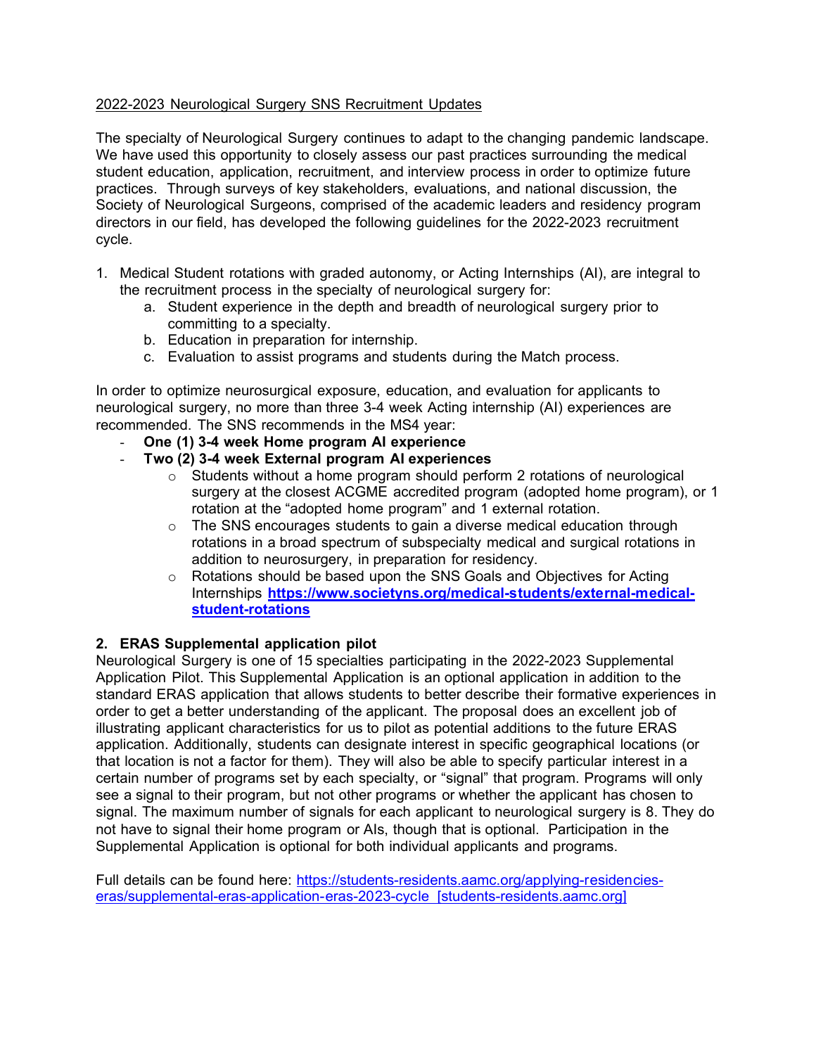2022-2023 Neurological Surgery SNS Recruitment Updates

The specialty of Neurological Surgery continues to adapt to the changing pandemic landscape. We have used this opportunity to closely assess our past practices surrounding the medical student education, application, recruitment, and interview process in order to optimize future practices. Through surveys of key stakeholders, evaluations, and national discussion, the Society of Neurological Surgeons, comprised of the academic leaders and residency program directors in our field, has developed the following guidelines for the 2022-2023 recruitment cycle.

1. Medical Student rotations with graded autonomy, or Acting Internships (AI), are integral to the recruitment process in the specialty of neurological surgery for:
    a. Student experience in the depth and breadth of neurological surgery prior to committing to a specialty.
    b. Education in preparation for internship.
    c. Evaluation to assist programs and students during the Match process.

In order to optimize neurosurgical exposure, education, and evaluation for applicants to neurological surgery, no more than three 3-4 week Acting internship (AI) experiences are recommended. The SNS recommends in the MS4 year:

- **One (1) 3-4 week Home program AI experience**
- **Two (2) 3-4 week External program AI experiences**
    - Students without a home program should perform 2 rotations of neurological surgery at the closest ACGME accredited program (adopted home program), or 1 rotation at the "adopted home program" and 1 external rotation.
    - The SNS encourages students to gain a diverse medical education through rotations in a broad spectrum of subspecialty medical and surgical rotations in addition to neurosurgery, in preparation for residency.
    - Rotations should be based upon the SNS Goals and Objectives for Acting Internships **https://www.societyns.org/medical-students/external-medical-student-rotations**

**2. ERAS Supplemental application pilot**

Neurological Surgery is one of 15 specialties participating in the 2022-2023 Supplemental Application Pilot. This Supplemental Application is an optional application in addition to the standard ERAS application that allows students to better describe their formative experiences in order to get a better understanding of the applicant. The proposal does an excellent job of illustrating applicant characteristics for us to pilot as potential additions to the future ERAS application. Additionally, students can designate interest in specific geographical locations (or that location is not a factor for them). They will also be able to specify particular interest in a certain number of programs set by each specialty, or "signal" that program. Programs will only see a signal to their program, but not other programs or whether the applicant has chosen to signal. The maximum number of signals for each applicant to neurological surgery is 8. They do not have to signal their home program or AIs, though that is optional. Participation in the Supplemental Application is optional for both individual applicants and programs.

Full details can be found here: https://students-residents.aamc.org/applying-residencies-eras/supplemental-eras-application-eras-2023-cycle [students-residents.aamc.org]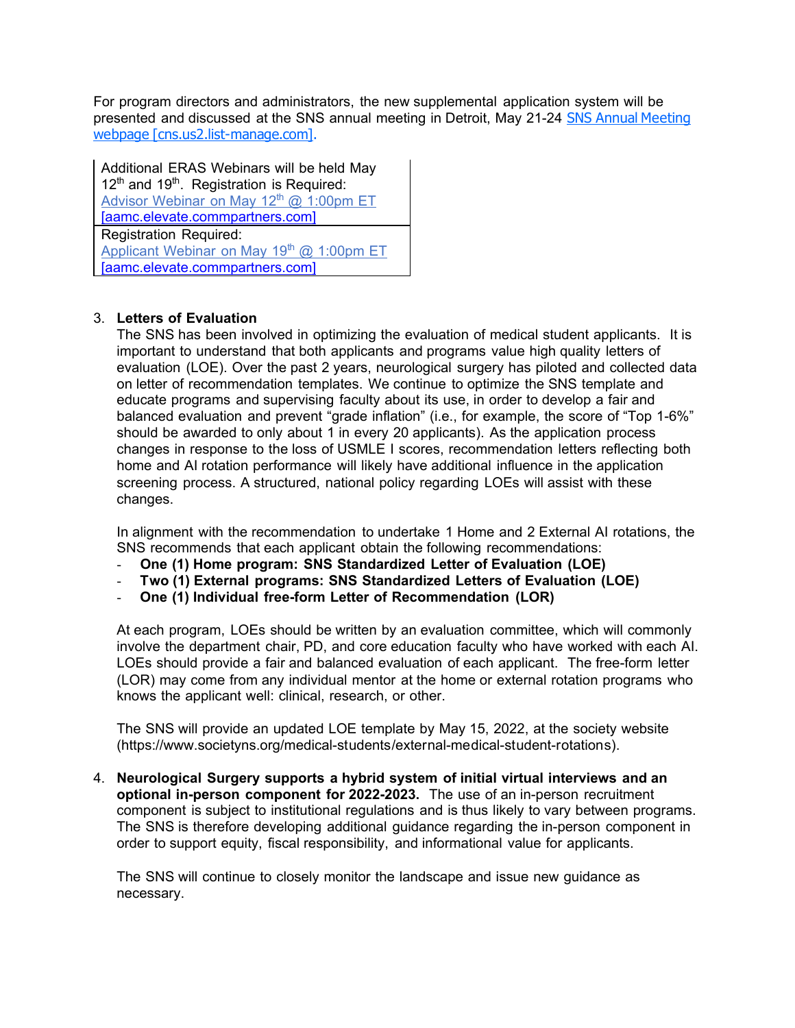For program directors and administrators, the new supplemental application system will be presented and discussed at the SNS annual meeting in Detroit, May 21-24 [SNS Annual Meeting webpage [cns.us2.list-manage.com]](https://cns.us2.list-manage.com).

| |
|---|
| Additional ERAS Webinars will be held May 12th and 19th. Registration is Required: [Advisor Webinar on May 12th @ 1:00pm ET [aamc.elevate.commpartners.com]](https://aamc.elevate.commpartners.com) |
| Registration Required: [Applicant Webinar on May 19th @ 1:00pm ET [aamc.elevate.commpartners.com]](https://aamc.elevate.commpartners.com) |

3. **Letters of Evaluation**

   The SNS has been involved in optimizing the evaluation of medical student applicants. It is important to understand that both applicants and programs value high quality letters of evaluation (LOE). Over the past 2 years, neurological surgery has piloted and collected data on letter of recommendation templates. We continue to optimize the SNS template and educate programs and supervising faculty about its use, in order to develop a fair and balanced evaluation and prevent "grade inflation" (i.e., for example, the score of "Top 1-6%" should be awarded to only about 1 in every 20 applicants). As the application process changes in response to the loss of USMLE I scores, recommendation letters reflecting both home and AI rotation performance will likely have additional influence in the application screening process. A structured, national policy regarding LOEs will assist with these changes.

   In alignment with the recommendation to undertake 1 Home and 2 External AI rotations, the SNS recommends that each applicant obtain the following recommendations:
   - **One (1) Home program: SNS Standardized Letter of Evaluation (LOE)**
   - **Two (1) External programs: SNS Standardized Letters of Evaluation (LOE)**
   - **One (1) Individual free-form Letter of Recommendation (LOR)**

   At each program, LOEs should be written by an evaluation committee, which will commonly involve the department chair, PD, and core education faculty who have worked with each AI. LOEs should provide a fair and balanced evaluation of each applicant. The free-form letter (LOR) may come from any individual mentor at the home or external rotation programs who knows the applicant well: clinical, research, or other.

   The SNS will provide an updated LOE template by May 15, 2022, at the society website (https://www.societyns.org/medical-students/external-medical-student-rotations).

4. **Neurological Surgery supports a hybrid system of initial virtual interviews and an optional in-person component for 2022-2023.** The use of an in-person recruitment component is subject to institutional regulations and is thus likely to vary between programs. The SNS is therefore developing additional guidance regarding the in-person component in order to support equity, fiscal responsibility, and informational value for applicants.

   The SNS will continue to closely monitor the landscape and issue new guidance as necessary.